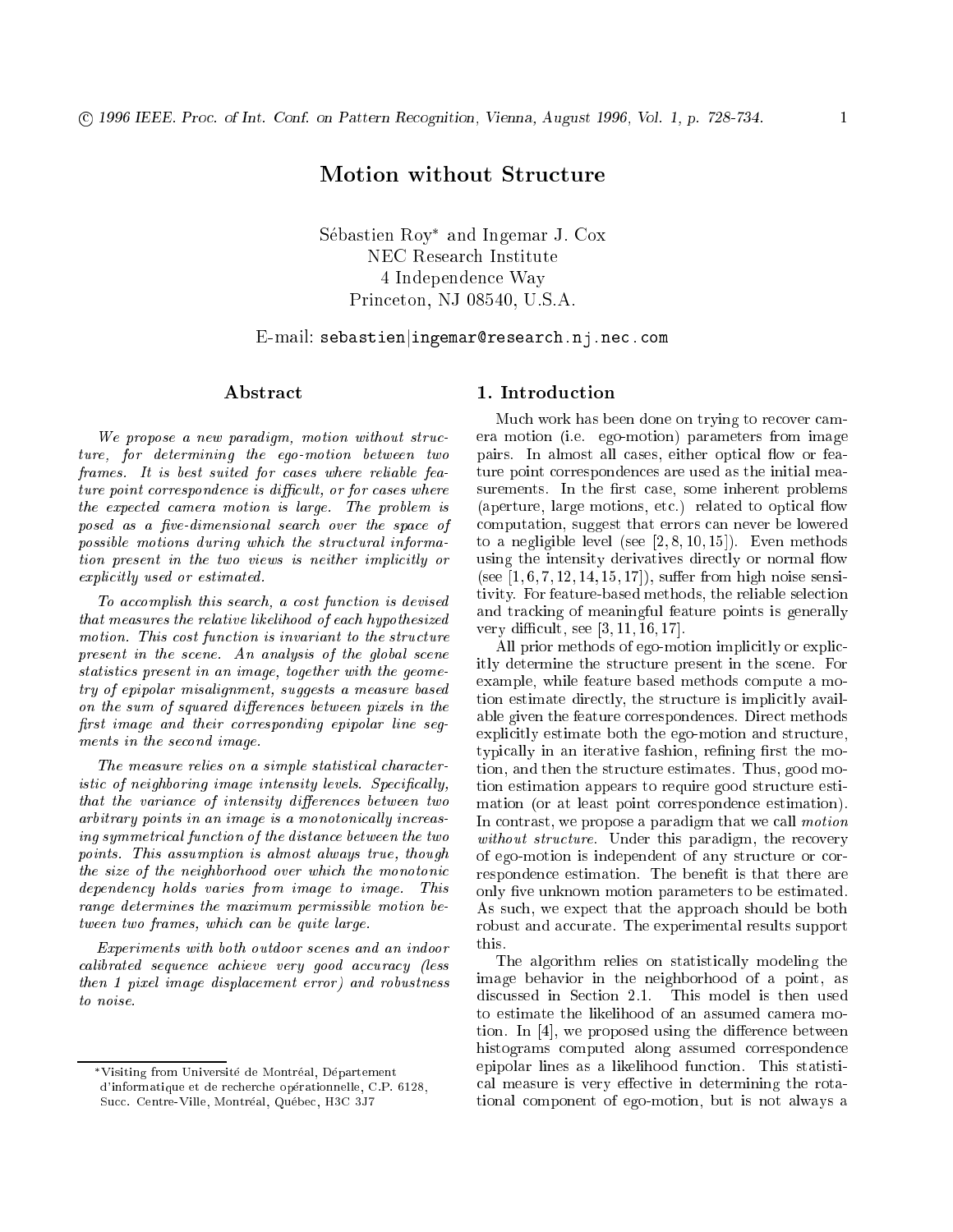# Motion without Structure

Sébastien Roy* and Ingemar J. Cox
NEC Research Institute
4 Independence Way
Princeton, NJ 08540, U.S.A.

E-mail: sebastien|ingemar@research.nj.nec.com

## Abstract

*We propose a new paradigm, motion without structure, for determining the ego-motion between two frames. It is best suited for cases where reliable feature point correspondence is difficult, or for cases where the expected camera motion is large. The problem is posed as a five-dimensional search over the space of possible motions during which the structural information present in the two views is neither implicitly or explicitly used or estimated.*

*To accomplish this search, a cost function is devised that measures the relative likelihood of each hypothesized motion. This cost function is invariant to the structure present in the scene. An analysis of the global scene statistics present in an image, together with the geometry of epipolar misalignment, suggests a measure based on the sum of squared differences between pixels in the first image and their corresponding epipolar line segments in the second image.*

*The measure relies on a simple statistical characteristic of neighboring image intensity levels. Specifically, that the variance of intensity differences between two arbitrary points in an image is a monotonically increasing symmetrical function of the distance between the two points. This assumption is almost always true, though the size of the neighborhood over which the monotonic dependency holds varies from image to image. This range determines the maximum permissible motion between two frames, which can be quite large.*

*Experiments with both outdoor scenes and an indoor calibrated sequence achieve very good accuracy (less then 1 pixel image displacement error) and robustness to noise.*

*Visiting from Université de Montréal, Département d'informatique et de recherche opérationnelle, C.P. 6128, Succ. Centre-Ville, Montréal, Québec, H3C 3J7

## 1. Introduction

Much work has been done on trying to recover camera motion (i.e. ego-motion) parameters from image pairs. In almost all cases, either optical flow or feature point correspondences are used as the initial measurements. In the first case, some inherent problems (aperture, large motions, etc.) related to optical flow computation, suggest that errors can never be lowered to a negligible level (see [2, 8, 10, 15]). Even methods using the intensity derivatives directly or normal flow (see [1, 6, 7, 12, 14, 15, 17]), suffer from high noise sensitivity. For feature-based methods, the reliable selection and tracking of meaningful feature points is generally very difficult, see [3, 11, 16, 17].

All prior methods of ego-motion implicitly or explicitly determine the structure present in the scene. For example, while feature based methods compute a motion estimate directly, the structure is implicitly available given the feature correspondences. Direct methods explicitly estimate both the ego-motion and structure, typically in an iterative fashion, refining first the motion, and then the structure estimates. Thus, good motion estimation appears to require good structure estimation (or at least point correspondence estimation). In contrast, we propose a paradigm that we call *motion without structure*. Under this paradigm, the recovery of ego-motion is independent of any structure or correspondence estimation. The benefit is that there are only five unknown motion parameters to be estimated. As such, we expect that the approach should be both robust and accurate. The experimental results support this.

The algorithm relies on statistically modeling the image behavior in the neighborhood of a point, as discussed in Section 2.1. This model is then used to estimate the likelihood of an assumed camera motion. In [4], we proposed using the difference between histograms computed along assumed correspondence epipolar lines as a likelihood function. This statistical measure is very effective in determining the rotational component of ego-motion, but is not always a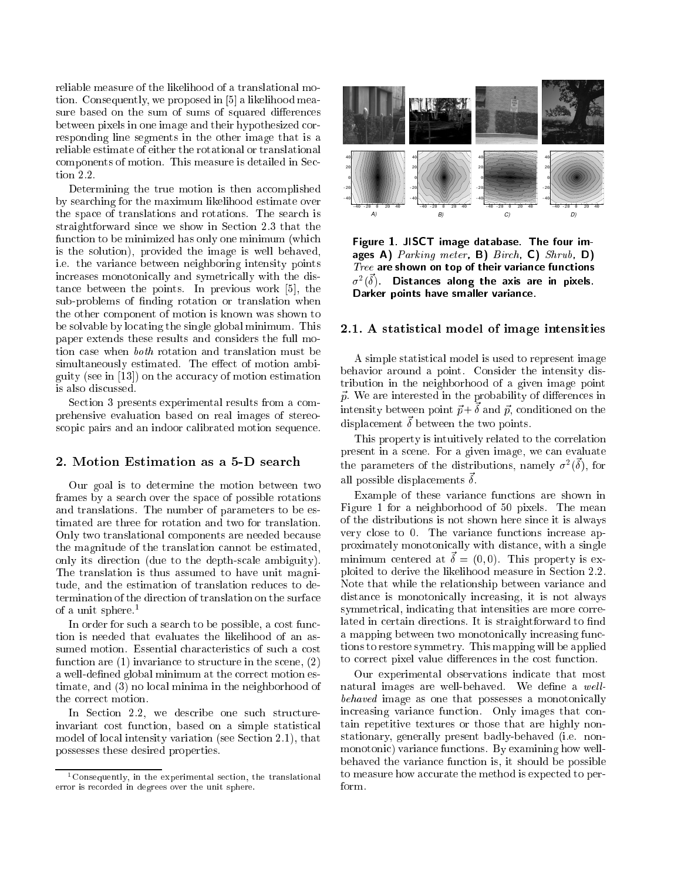reliable measure of the likelihood of a translational motion. Consequently, we proposed in [5] a likelihood measure based on the sum of sums of squared differences between pixels in one image and their hypothesized corresponding line segments in the other image that is a reliable estimate of either the rotational or translational components of motion. This measure is detailed in Section 2.2.

Determining the true motion is then accomplished by searching for the maximum likelihood estimate over the space of translations and rotations. The search is straightforward since we show in Section 2.3 that the function to be minimized has only one minimum (which is the solution), provided the image is well behaved, i.e. the variance between neighboring intensity points increases monotonically and symetrically with the distance between the points. In previous work [5], the sub-problems of finding rotation or translation when the other component of motion is known was shown to be solvable by locating the single global minimum. This paper extends these results and considers the full motion case when *both* rotation and translation must be simultaneously estimated. The effect of motion ambiguity (see in [13]) on the accuracy of motion estimation is also discussed.

Section 3 presents experimental results from a comprehensive evaluation based on real images of stereoscopic pairs and an indoor calibrated motion sequence.

## 2. Motion Estimation as a 5-D search

Our goal is to determine the motion between two frames by a search over the space of possible rotations and translations. The number of parameters to be estimated are three for rotation and two for translation. Only two translational components are needed because the magnitude of the translation cannot be estimated, only its direction (due to the depth-scale ambiguity). The translation is thus assumed to have unit magnitude, and the estimation of translation reduces to determination of the direction of translation on the surface of a unit sphere.[1]

In order for such a search to be possible, a cost function is needed that evaluates the likelihood of an assumed motion. Essential characteristics of such a cost function are (1) invariance to structure in the scene, (2) a well-defined global minimum at the correct motion estimate, and (3) no local minima in the neighborhood of the correct motion.

In Section 2.2, we describe one such structure-invariant cost function, based on a simple statistical model of local intensity variation (see Section 2.1), that possesses these desired properties.

[1] Consequently, in the experimental section, the translational error is recorded in degrees over the unit sphere.

**Figure 1. JISCT image database. The four images A)** *Parking meter*, **B)** *Birch*, **C)** *Shrub*, **D)** *Tree* **are shown on top of their variance functions $\sigma^2(\vec{\delta})$. Distances along the axis are in pixels. Darker points have smaller variance.**

### 2.1. A statistical model of image intensities

A simple statistical model is used to represent image behavior around a point. Consider the intensity distribution in the neighborhood of a given image point $\vec{p}$. We are interested in the probability of differences in intensity between point $\vec{p}+\vec{\delta}$ and $\vec{p}$, conditioned on the displacement $\vec{\delta}$ between the two points.

This property is intuitively related to the correlation present in a scene. For a given image, we can evaluate the parameters of the distributions, namely $\sigma^2(\vec{\delta})$, for all possible displacements $\vec{\delta}$.

Example of these variance functions are shown in Figure 1 for a neighborhood of 50 pixels. The mean of the distributions is not shown here since it is always very close to 0. The variance functions increase approximately monotonically with distance, with a single minimum centered at $\vec{\delta} = (0, 0)$. This property is exploited to derive the likelihood measure in Section 2.2. Note that while the relationship between variance and distance is monotonically increasing, it is not always symmetrical, indicating that intensities are more correlated in certain directions. It is straightforward to find a mapping between two monotonically increasing functions to restore symmetry. This mapping will be applied to correct pixel value differences in the cost function.

Our experimental observations indicate that most natural images are well-behaved. We define a *well-behaved* image as one that possesses a monotonically increasing variance function. Only images that contain repetitive textures or those that are highly non-stationary, generally present badly-behaved (i.e. non-monotonic) variance functions. By examining how well-behaved the variance function is, it should be possible to measure how accurate the method is expected to perform.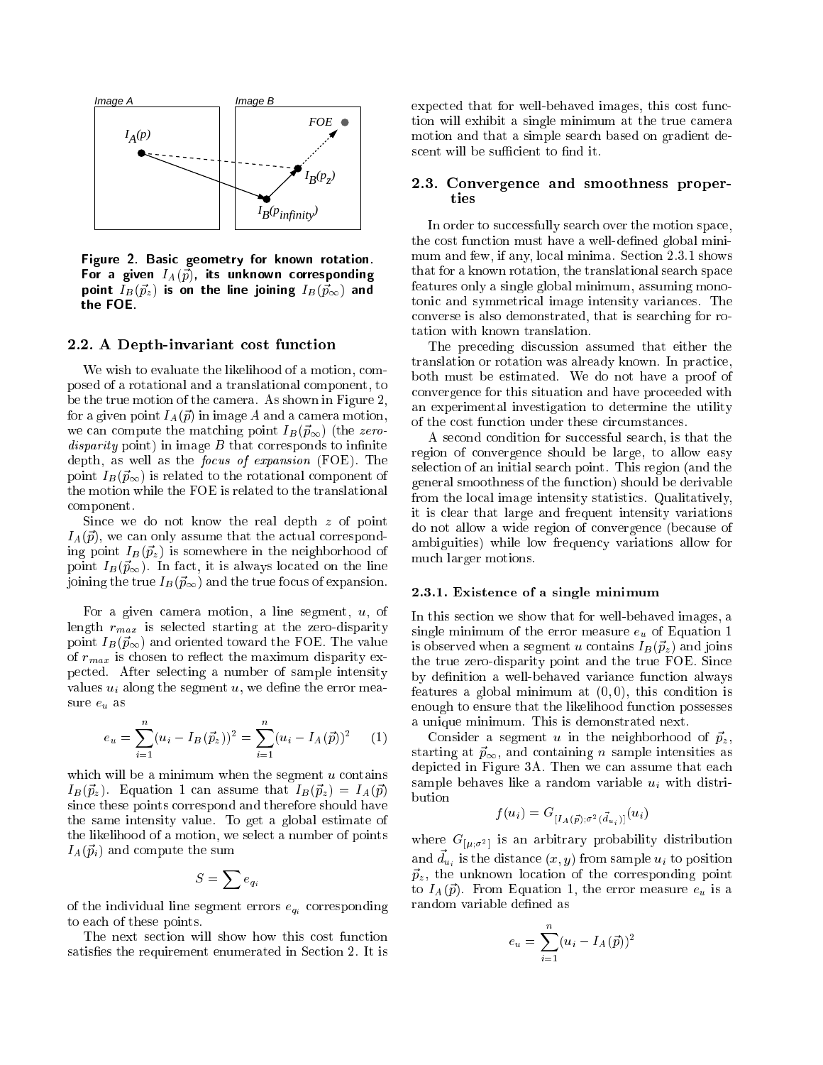Figure 2. Basic geometry for known rotation. For a given $I_A(\vec{p})$, its unknown corresponding point $I_B(\vec{p}_z)$ is on the line joining $I_B(\vec{p}_\infty)$ and the FOE.

### 2.2. A Depth-invariant cost function

We wish to evaluate the likelihood of a motion, composed of a rotational and a translational component, to be the true motion of the camera. As shown in Figure 2, for a given point $I_A(\vec{p})$ in image $A$ and a camera motion, we can compute the matching point $I_B(\vec{p}_\infty)$ (the *zero-disparity* point) in image $B$ that corresponds to infinite depth, as well as the *focus of expansion* (FOE). The point $I_B(\vec{p}_\infty)$ is related to the rotational component of the motion while the FOE is related to the translational component.

Since we do not know the real depth $z$ of point $I_A(\vec{p})$, we can only assume that the actual corresponding point $I_B(\vec{p}_z)$ is somewhere in the neighborhood of point $I_B(\vec{p}_\infty)$. In fact, it is always located on the line joining the true $I_B(\vec{p}_\infty)$ and the true focus of expansion.

For a given camera motion, a line segment, $u$, of length $r_{max}$ is selected starting at the zero-disparity point $I_B(\vec{p}_\infty)$ and oriented toward the FOE. The value of $r_{max}$ is chosen to reflect the maximum disparity expected. After selecting a number of sample intensity values $u_i$ along the segment $u$, we define the error measure $e_u$ as

$$e_u = \sum_{i=1}^{n}(u_i - I_B(\vec{p}_z))^2 = \sum_{i=1}^{n}(u_i - I_A(\vec{p}))^2 \qquad (1)$$

which will be a minimum when the segment $u$ contains $I_B(\vec{p}_z)$. Equation 1 can assume that $I_B(\vec{p}_z) = I_A(\vec{p})$ since these points correspond and therefore should have the same intensity value. To get a global estimate of the likelihood of a motion, we select a number of points $I_A(\vec{p}_i)$ and compute the sum

$$S = \sum e_{q_i}$$

of the individual line segment errors $e_{q_i}$ corresponding to each of these points.

The next section will show how this cost function satisfies the requirement enumerated in Section 2. It is expected that for well-behaved images, this cost function will exhibit a single minimum at the true camera motion and that a simple search based on gradient descent will be sufficient to find it.

### 2.3. Convergence and smoothness properties

In order to successfully search over the motion space, the cost function must have a well-defined global minimum and few, if any, local minima. Section 2.3.1 shows that for a known rotation, the translational search space features only a single global minimum, assuming monotonic and symmetrical image intensity variances. The converse is also demonstrated, that is searching for rotation with known translation.

The preceding discussion assumed that either the translation or rotation was already known. In practice, both must be estimated. We do not have a proof of convergence for this situation and have proceeded with an experimental investigation to determine the utility of the cost function under these circumstances.

A second condition for successful search, is that the region of convergence should be large, to allow easy selection of an initial search point. This region (and the general smoothness of the function) should be derivable from the local image intensity statistics. Qualitatively, it is clear that large and frequent intensity variations do not allow a wide region of convergence (because of ambiguities) while low frequency variations allow for much larger motions.

#### 2.3.1. Existence of a single minimum

In this section we show that for well-behaved images, a single minimum of the error measure $e_u$ of Equation 1 is observed when a segment $u$ contains $I_B(\vec{p}_z)$ and joins the true zero-disparity point and the true FOE. Since by definition a well-behaved variance function always features a global minimum at $(0,0)$, this condition is enough to ensure that the likelihood function possesses a unique minimum. This is demonstrated next.

Consider a segment $u$ in the neighborhood of $\vec{p}_z$, starting at $\vec{p}_\infty$, and containing $n$ sample intensities as depicted in Figure 3A. Then we can assume that each sample behaves like a random variable $u_i$ with distribution

$$f(u_i) = G_{[I_A(\vec{p});\sigma^2(\vec{d}_{u_i})]}(u_i)$$

where $G_{[\mu;\sigma^2]}$ is an arbitrary probability distribution and $\vec{d}_{u_i}$ is the distance $(x, y)$ from sample $u_i$ to position $\vec{p}_z$, the unknown location of the corresponding point to $I_A(\vec{p})$. From Equation 1, the error measure $e_u$ is a random variable defined as

$$e_u = \sum_{i=1}^{n}(u_i - I_A(\vec{p}))^2$$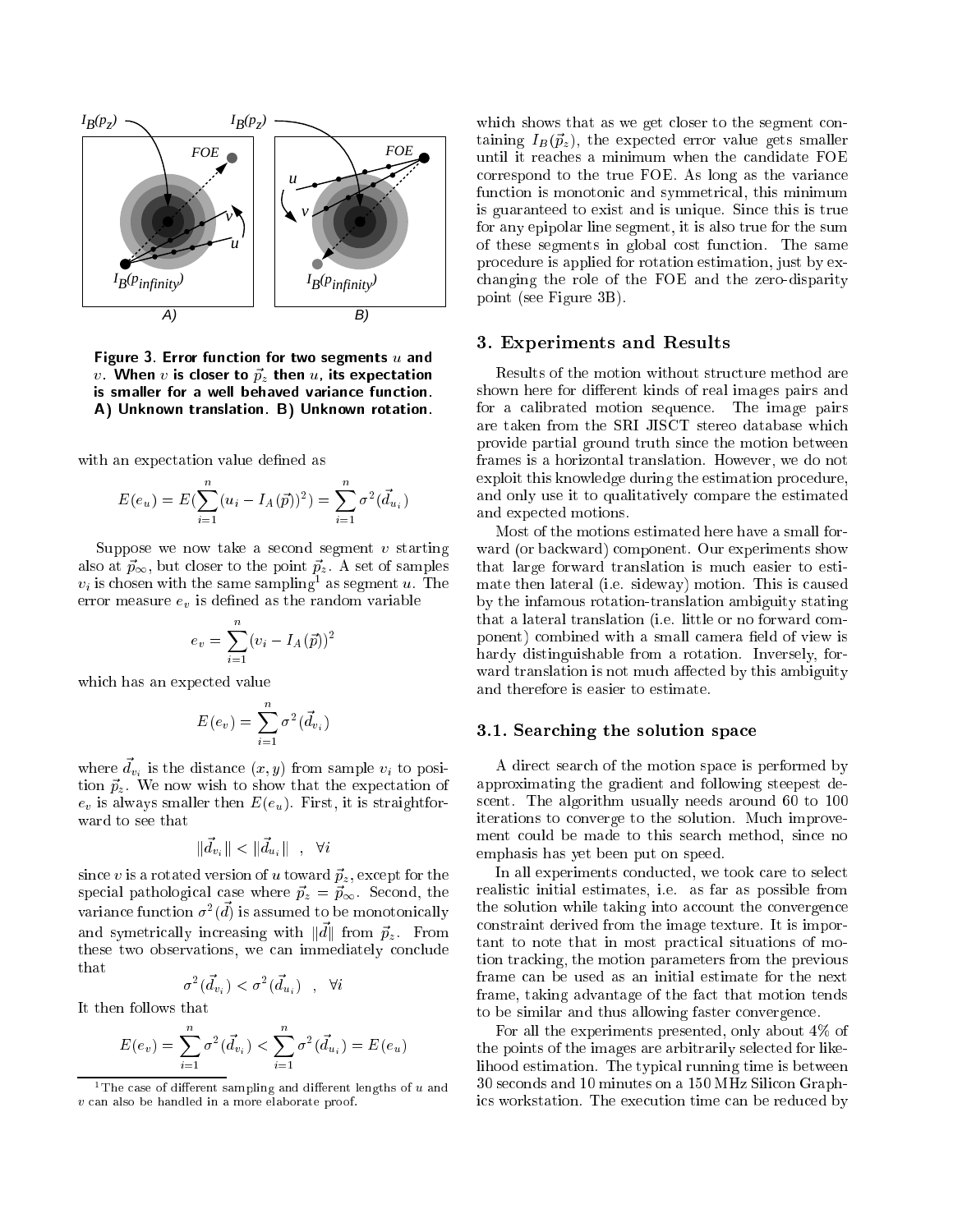Figure 3. Error function for two segments $u$ and $v$. When $v$ is closer to $\vec{p}_z$ then $u$, its expectation is smaller for a well behaved variance function. A) Unknown translation. B) Unknown rotation.

with an expectation value defined as

$$E(e_u) = E(\sum_{i=1}^{n}(u_i - I_A(\vec{p}))^2) = \sum_{i=1}^{n} \sigma^2(\vec{d}_{u_i})$$

Suppose we now take a second segment $v$ starting also at $\vec{p}_\infty$, but closer to the point $\vec{p}_z$. A set of samples $v_i$ is chosen with the same sampling[1] as segment $u$. The error measure $e_v$ is defined as the random variable

$$e_v = \sum_{i=1}^{n}(v_i - I_A(\vec{p}))^2$$

which has an expected value

$$E(e_v) = \sum_{i=1}^{n} \sigma^2(\vec{d}_{v_i})$$

where $\vec{d}_{v_i}$ is the distance $(x, y)$ from sample $v_i$ to position $\vec{p}_z$. We now wish to show that the expectation of $e_v$ is always smaller then $E(e_u)$. First, it is straightforward to see that

$$\|\vec{d}_{v_i}\| < \|\vec{d}_{u_i}\| \quad , \quad \forall i$$

since $v$ is a rotated version of $u$ toward $\vec{p}_z$, except for the special pathological case where $\vec{p}_z = \vec{p}_\infty$. Second, the variance function $\sigma^2(\vec{d})$ is assumed to be monotonically and symetrically increasing with $\|\vec{d}\|$ from $\vec{p}_z$. From these two observations, we can immediately conclude that

$$\sigma^2(\vec{d}_{v_i}) < \sigma^2(\vec{d}_{u_i}) \quad , \quad \forall i$$

It then follows that

$$E(e_v) = \sum_{i=1}^{n} \sigma^2(\vec{d}_{v_i}) < \sum_{i=1}^{n} \sigma^2(\vec{d}_{u_i}) = E(e_u)$$

[1] The case of different sampling and different lengths of $u$ and $v$ can also be handled in a more elaborate proof.

which shows that as we get closer to the segment containing $I_B(\vec{p}_z)$, the expected error value gets smaller until it reaches a minimum when the candidate FOE correspond to the true FOE. As long as the variance function is monotonic and symmetrical, this minimum is guaranteed to exist and is unique. Since this is true for any epipolar line segment, it is also true for the sum of these segments in global cost function. The same procedure is applied for rotation estimation, just by exchanging the role of the FOE and the zero-disparity point (see Figure 3B).

## 3. Experiments and Results

Results of the motion without structure method are shown here for different kinds of real images pairs and for a calibrated motion sequence. The image pairs are taken from the SRI JISCT stereo database which provide partial ground truth since the motion between frames is a horizontal translation. However, we do not exploit this knowledge during the estimation procedure, and only use it to qualitatively compare the estimated and expected motions.

Most of the motions estimated here have a small forward (or backward) component. Our experiments show that large forward translation is much easier to estimate then lateral (i.e. sideway) motion. This is caused by the infamous rotation-translation ambiguity stating that a lateral translation (i.e. little or no forward component) combined with a small camera field of view is hardy distinguishable from a rotation. Inversely, forward translation is not much affected by this ambiguity and therefore is easier to estimate.

### 3.1. Searching the solution space

A direct search of the motion space is performed by approximating the gradient and following steepest descent. The algorithm usually needs around 60 to 100 iterations to converge to the solution. Much improvement could be made to this search method, since no emphasis has yet been put on speed.

In all experiments conducted, we took care to select realistic initial estimates, i.e. as far as possible from the solution while taking into account the convergence constraint derived from the image texture. It is important to note that in most practical situations of motion tracking, the motion parameters from the previous frame can be used as an initial estimate for the next frame, taking advantage of the fact that motion tends to be similar and thus allowing faster convergence.

For all the experiments presented, only about 4% of the points of the images are arbitrarily selected for likelihood estimation. The typical running time is between 30 seconds and 10 minutes on a 150 MHz Silicon Graphics workstation. The execution time can be reduced by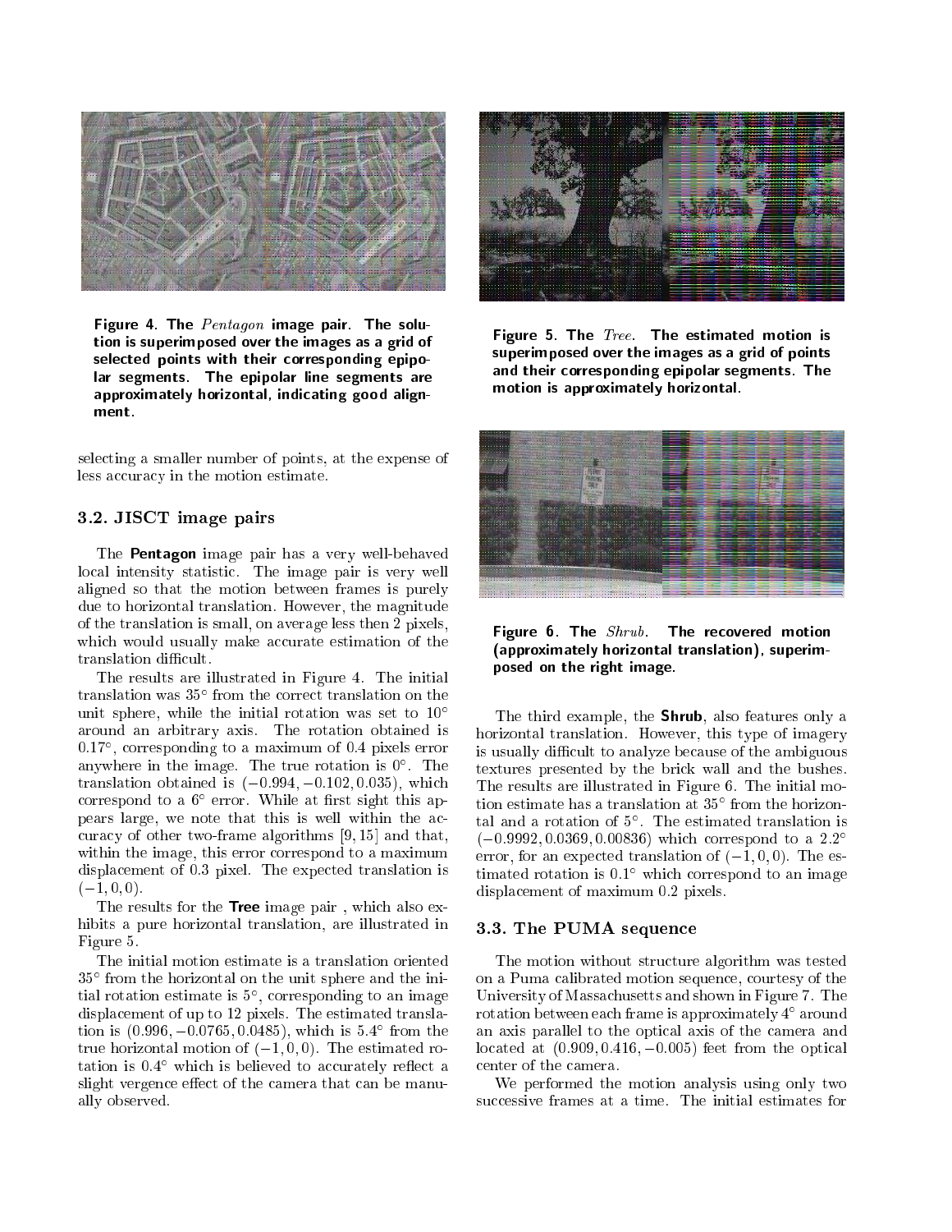Figure 4. The *Pentagon* image pair. The solution is superimposed over the images as a grid of selected points with their corresponding epipolar segments. The epipolar line segments are approximately horizontal, indicating good alignment.

selecting a smaller number of points, at the expense of less accuracy in the motion estimate.

### 3.2. JISCT image pairs

The **Pentagon** image pair has a very well-behaved local intensity statistic. The image pair is very well aligned so that the motion between frames is purely due to horizontal translation. However, the magnitude of the translation is small, on average less then 2 pixels, which would usually make accurate estimation of the translation difficult.

The results are illustrated in Figure 4. The initial translation was $35°$ from the correct translation on the unit sphere, while the initial rotation was set to $10°$ around an arbitrary axis. The rotation obtained is $0.17°$, corresponding to a maximum of 0.4 pixels error anywhere in the image. The true rotation is $0°$. The translation obtained is $(-0.994, -0.102, 0.035)$, which correspond to a $6°$ error. While at first sight this appears large, we note that this is well within the accuracy of other two-frame algorithms [9, 15] and that, within the image, this error correspond to a maximum displacement of 0.3 pixel. The expected translation is $(-1, 0, 0)$.

The results for the **Tree** image pair , which also exhibits a pure horizontal translation, are illustrated in Figure 5.

The initial motion estimate is a translation oriented $35°$ from the horizontal on the unit sphere and the initial rotation estimate is $5°$, corresponding to an image displacement of up to 12 pixels. The estimated translation is $(0.996, -0.0765, 0.0485)$, which is $5.4°$ from the true horizontal motion of $(-1, 0, 0)$. The estimated rotation is $0.4°$ which is believed to accurately reflect a slight vergence effect of the camera that can be manually observed.

Figure 5. The *Tree*. The estimated motion is superimposed over the images as a grid of points and their corresponding epipolar segments. The motion is approximately horizontal.

Figure 6. The *Shrub*. The recovered motion (approximately horizontal translation), superimposed on the right image.

The third example, the **Shrub**, also features only a horizontal translation. However, this type of imagery is usually difficult to analyze because of the ambiguous textures presented by the brick wall and the bushes. The results are illustrated in Figure 6. The initial motion estimate has a translation at $35°$ from the horizontal and a rotation of $5°$. The estimated translation is $(-0.9992, 0.0369, 0.00836)$ which correspond to a $2.2°$ error, for an expected translation of $(-1, 0, 0)$. The estimated rotation is $0.1°$ which correspond to an image displacement of maximum 0.2 pixels.

### 3.3. The PUMA sequence

The motion without structure algorithm was tested on a Puma calibrated motion sequence, courtesy of the University of Massachusetts and shown in Figure 7. The rotation between each frame is approximately $4°$ around an axis parallel to the optical axis of the camera and located at $(0.909, 0.416, -0.005)$ feet from the optical center of the camera.

We performed the motion analysis using only two successive frames at a time. The initial estimates for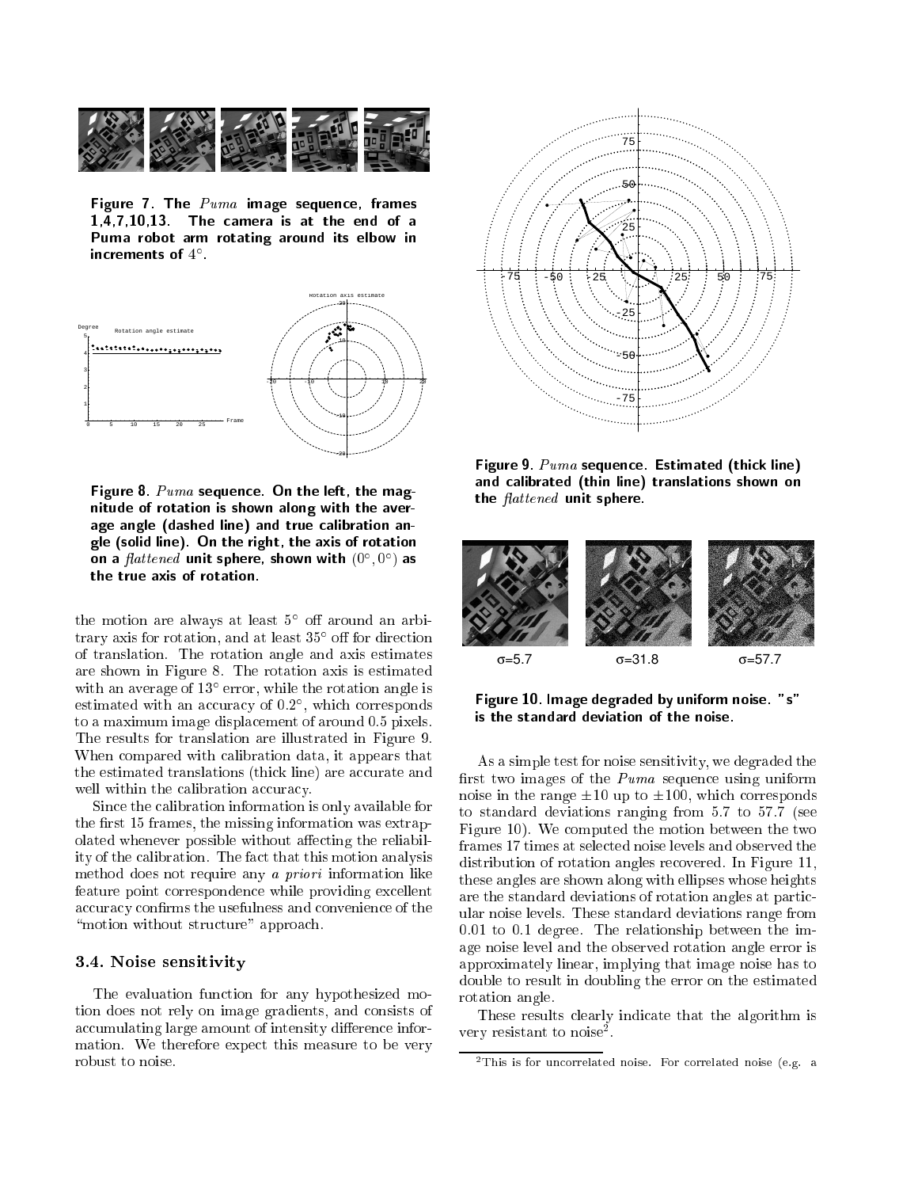Figure 7. The *Puma* image sequence, frames 1,4,7,10,13. The camera is at the end of a Puma robot arm rotating around its elbow in increments of $4°$.

Figure 8. *Puma* sequence. On the left, the magnitude of rotation is shown along with the average angle (dashed line) and true calibration angle (solid line). On the right, the axis of rotation on a *flattened* unit sphere, shown with $(0°, 0°)$ as the true axis of rotation.

the motion are always at least $5°$ off around an arbitrary axis for rotation, and at least $35°$ off for direction of translation. The rotation angle and axis estimates are shown in Figure 8. The rotation axis is estimated with an average of $13°$ error, while the rotation angle is estimated with an accuracy of $0.2°$, which corresponds to a maximum image displacement of around 0.5 pixels. The results for translation are illustrated in Figure 9. When compared with calibration data, it appears that the estimated translations (thick line) are accurate and well within the calibration accuracy.

Since the calibration information is only available for the first 15 frames, the missing information was extrapolated whenever possible without affecting the reliability of the calibration. The fact that this motion analysis method does not require any *a priori* information like feature point correspondence while providing excellent accuracy confirms the usefulness and convenience of the "motion without structure" approach.

### 3.4. Noise sensitivity

The evaluation function for any hypothesized motion does not rely on image gradients, and consists of accumulating large amount of intensity difference information. We therefore expect this measure to be very robust to noise.

Figure 9. *Puma* sequence. Estimated (thick line) and calibrated (thin line) translations shown on the *flattened* unit sphere.

σ=5.7 σ=31.8 σ=57.7

Figure 10. Image degraded by uniform noise. "s" is the standard deviation of the noise.

As a simple test for noise sensitivity, we degraded the first two images of the *Puma* sequence using uniform noise in the range $\pm 10$ up to $\pm 100$, which corresponds to standard deviations ranging from 5.7 to 57.7 (see Figure 10). We computed the motion between the two frames 17 times at selected noise levels and observed the distribution of rotation angles recovered. In Figure 11, these angles are shown along with ellipses whose heights are the standard deviations of rotation angles at particular noise levels. These standard deviations range from 0.01 to 0.1 degree. The relationship between the image noise level and the observed rotation angle error is approximately linear, implying that image noise has to double to result in doubling the error on the estimated rotation angle.

These results clearly indicate that the algorithm is very resistant to noise[2].

[2] This is for uncorrelated noise. For correlated noise (e.g. a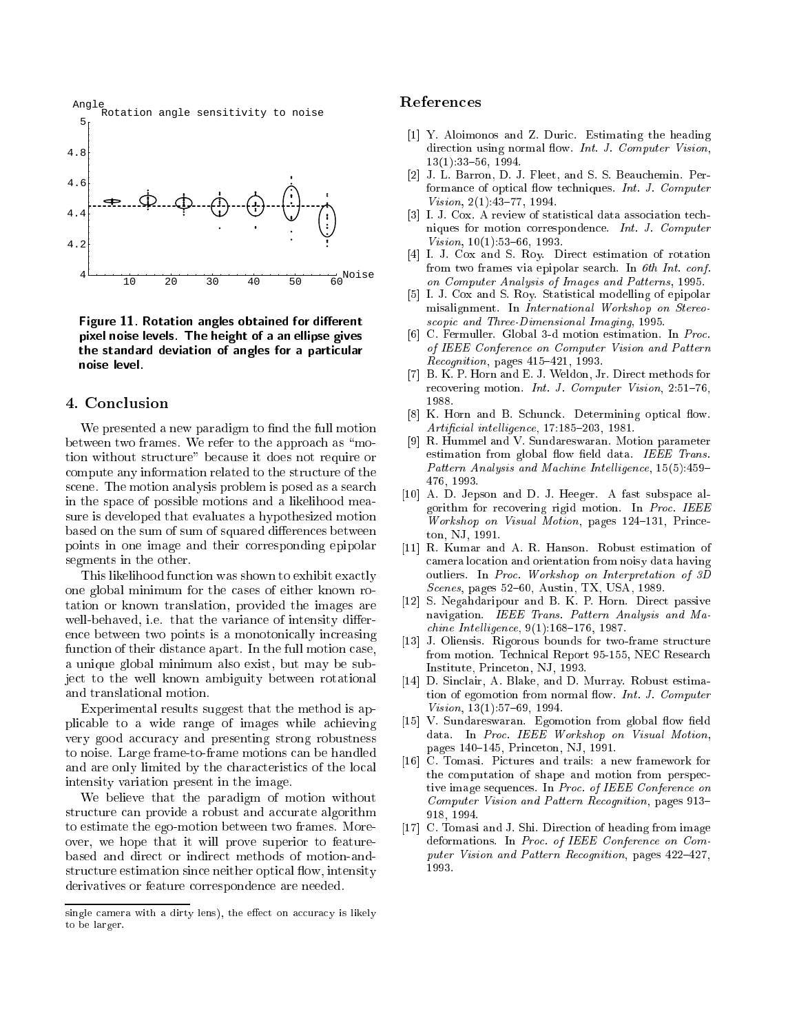Angle

Rotation angle sensitivity to noise

5

4.8

4.6

4.4

4.2

4

10 20 30 40 50 60

Noise

**Figure 11. Rotation angles obtained for different pixel noise levels. The height of a an ellipse gives the standard deviation of angles for a particular noise level.**

## 4. Conclusion

We presented a new paradigm to find the full motion between two frames. We refer to the approach as "motion without structure" because it does not require or compute any information related to the structure of the scene. The motion analysis problem is posed as a search in the space of possible motions and a likelihood measure is developed that evaluates a hypothesized motion based on the sum of sum of squared differences between points in one image and their corresponding epipolar segments in the other.

This likelihood function was shown to exhibit exactly one global minimum for the cases of either known rotation or known translation, provided the images are well-behaved, i.e. that the variance of intensity difference between two points is a monotonically increasing function of their distance apart. In the full motion case, a unique global minimum also exist, but may be subject to the well known ambiguity between rotational and translational motion.

Experimental results suggest that the method is applicable to a wide range of images while achieving very good accuracy and presenting strong robustness to noise. Large frame-to-frame motions can be handled and are only limited by the characteristics of the local intensity variation present in the image.

We believe that the paradigm of motion without structure can provide a robust and accurate algorithm to estimate the ego-motion between two frames. Moreover, we hope that it will prove superior to feature-based and direct or indirect methods of motion-and-structure estimation since neither optical flow, intensity derivatives or feature correspondence are needed.

single camera with a dirty lens), the effect on accuracy is likely to be larger.

## References

[1] Y. Aloimonos and Z. Duric. Estimating the heading direction using normal flow. *Int. J. Computer Vision*, 13(1):33–56, 1994.

[2] J. L. Barron, D. J. Fleet, and S. S. Beauchemin. Performance of optical flow techniques. *Int. J. Computer Vision*, 2(1):43–77, 1994.

[3] I. J. Cox. A review of statistical data association techniques for motion correspondence. *Int. J. Computer Vision*, 10(1):53–66, 1993.

[4] I. J. Cox and S. Roy. Direct estimation of rotation from two frames via epipolar search. In *6th Int. conf. on Computer Analysis of Images and Patterns*, 1995.

[5] I. J. Cox and S. Roy. Statistical modelling of epipolar misalignment. In *International Workshop on Stereoscopic and Three-Dimensional Imaging*, 1995.

[6] C. Fermuller. Global 3-d motion estimation. In *Proc. of IEEE Conference on Computer Vision and Pattern Recognition*, pages 415–421, 1993.

[7] B. K. P. Horn and E. J. Weldon, Jr. Direct methods for recovering motion. *Int. J. Computer Vision*, 2:51–76, 1988.

[8] K. Horn and B. Schunck. Determining optical flow. *Artificial intelligence*, 17:185–203, 1981.

[9] R. Hummel and V. Sundareswaran. Motion parameter estimation from global flow field data. *IEEE Trans. Pattern Analysis and Machine Intelligence*, 15(5):459–476, 1993.

[10] A. D. Jepson and D. J. Heeger. A fast subspace algorithm for recovering rigid motion. In *Proc. IEEE Workshop on Visual Motion*, pages 124–131, Princeton, NJ, 1991.

[11] R. Kumar and A. R. Hanson. Robust estimation of camera location and orientation from noisy data having outliers. In *Proc. Workshop on Interpretation of 3D Scenes*, pages 52–60, Austin, TX, USA, 1989.

[12] S. Negahdaripour and B. K. P. Horn. Direct passive navigation. *IEEE Trans. Pattern Analysis and Machine Intelligence*, 9(1):168–176, 1987.

[13] J. Oliensis. Rigorous bounds for two-frame structure from motion. Technical Report 95-155, NEC Research Institute, Princeton, NJ, 1993.

[14] D. Sinclair, A. Blake, and D. Murray. Robust estimation of egomotion from normal flow. *Int. J. Computer Vision*, 13(1):57–69, 1994.

[15] V. Sundareswaran. Egomotion from global flow field data. In *Proc. IEEE Workshop on Visual Motion*, pages 140–145, Princeton, NJ, 1991.

[16] C. Tomasi. Pictures and trails: a new framework for the computation of shape and motion from perspective image sequences. In *Proc. of IEEE Conference on Computer Vision and Pattern Recognition*, pages 913–918, 1994.

[17] C. Tomasi and J. Shi. Direction of heading from image deformations. In *Proc. of IEEE Conference on Computer Vision and Pattern Recognition*, pages 422–427, 1993.